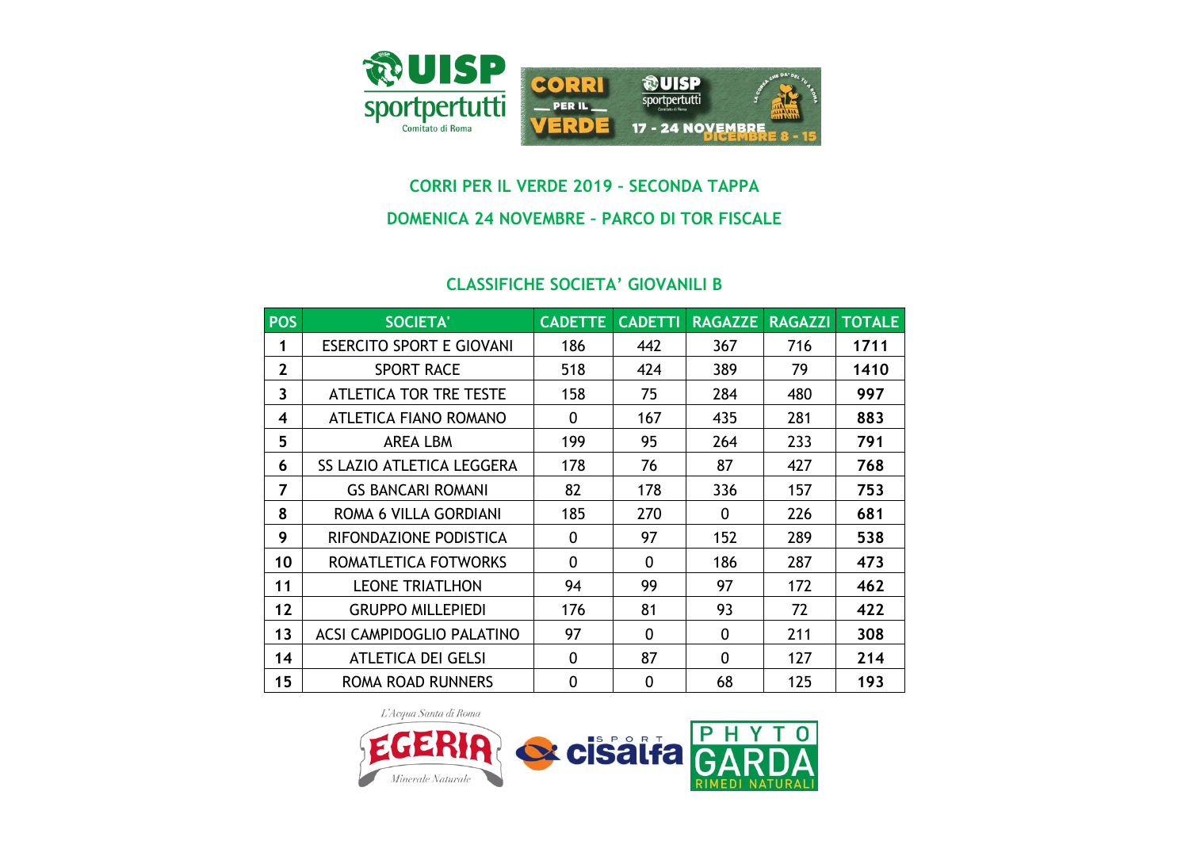## CORRI PER IL VERDE 2019 - SECONDA TAPPA

## DOMENICA 24 NOVEMBRE - PARCO DI TOR FISCALE

### CLASSIFICHE SOCIETA' GIOVANILI B

| POS | SOCIETA' | CADETTE | CADETTI | RAGAZZE | RAGAZZI | TOTALE |
|---|---|---|---|---|---|---|
| 1 | ESERCITO SPORT E GIOVANI | 186 | 442 | 367 | 716 | **1711** |
| 2 | SPORT RACE | 518 | 424 | 389 | 79 | **1410** |
| 3 | ATLETICA TOR TRE TESTE | 158 | 75 | 284 | 480 | **997** |
| 4 | ATLETICA FIANO ROMANO | 0 | 167 | 435 | 281 | **883** |
| 5 | AREA LBM | 199 | 95 | 264 | 233 | **791** |
| 6 | SS LAZIO ATLETICA LEGGERA | 178 | 76 | 87 | 427 | **768** |
| 7 | GS BANCARI ROMANI | 82 | 178 | 336 | 157 | **753** |
| 8 | ROMA 6 VILLA GORDIANI | 185 | 270 | 0 | 226 | **681** |
| 9 | RIFONDAZIONE PODISTICA | 0 | 97 | 152 | 289 | **538** |
| 10 | ROMATLETICA FOTWORKS | 0 | 0 | 186 | 287 | **473** |
| 11 | LEONE TRIATLHON | 94 | 99 | 97 | 172 | **462** |
| 12 | GRUPPO MILLEPIEDI | 176 | 81 | 93 | 72 | **422** |
| 13 | ACSI CAMPIDOGLIO PALATINO | 97 | 0 | 0 | 211 | **308** |
| 14 | ATLETICA DEI GELSI | 0 | 87 | 0 | 127 | **214** |
| 15 | ROMA ROAD RUNNERS | 0 | 0 | 68 | 125 | **193** |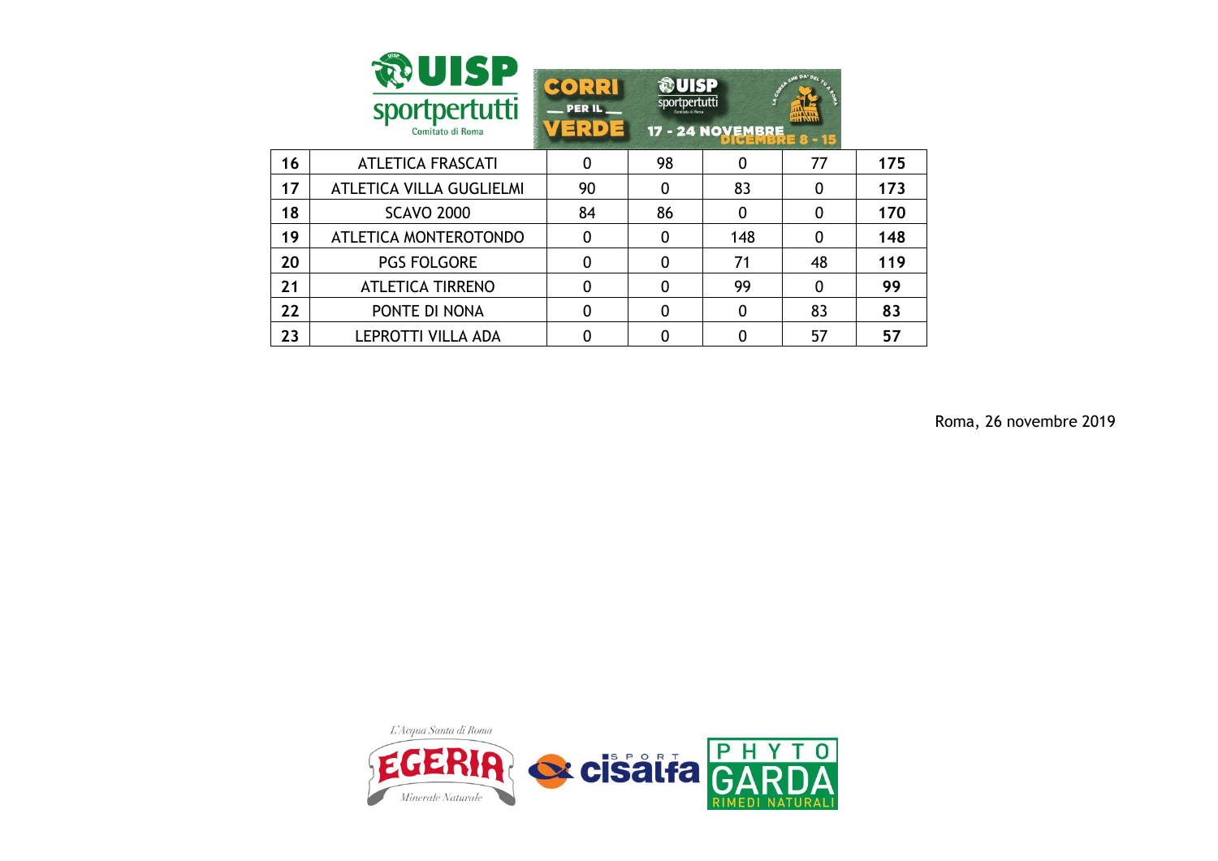| | | | | | | |
|---|---|---|---|---|---|---|
| 16 | ATLETICA FRASCATI | 0 | 98 | 0 | 77 | **175** |
| 17 | ATLETICA VILLA GUGLIELMI | 90 | 0 | 83 | 0 | **173** |
| 18 | SCAVO 2000 | 84 | 86 | 0 | 0 | **170** |
| 19 | ATLETICA MONTEROTONDO | 0 | 0 | 148 | 0 | **148** |
| 20 | PGS FOLGORE | 0 | 0 | 71 | 48 | **119** |
| 21 | ATLETICA TIRRENO | 0 | 0 | 99 | 0 | **99** |
| 22 | PONTE DI NONA | 0 | 0 | 0 | 83 | **83** |
| 23 | LEPROTTI VILLA ADA | 0 | 0 | 0 | 57 | **57** |

Roma, 26 novembre 2019